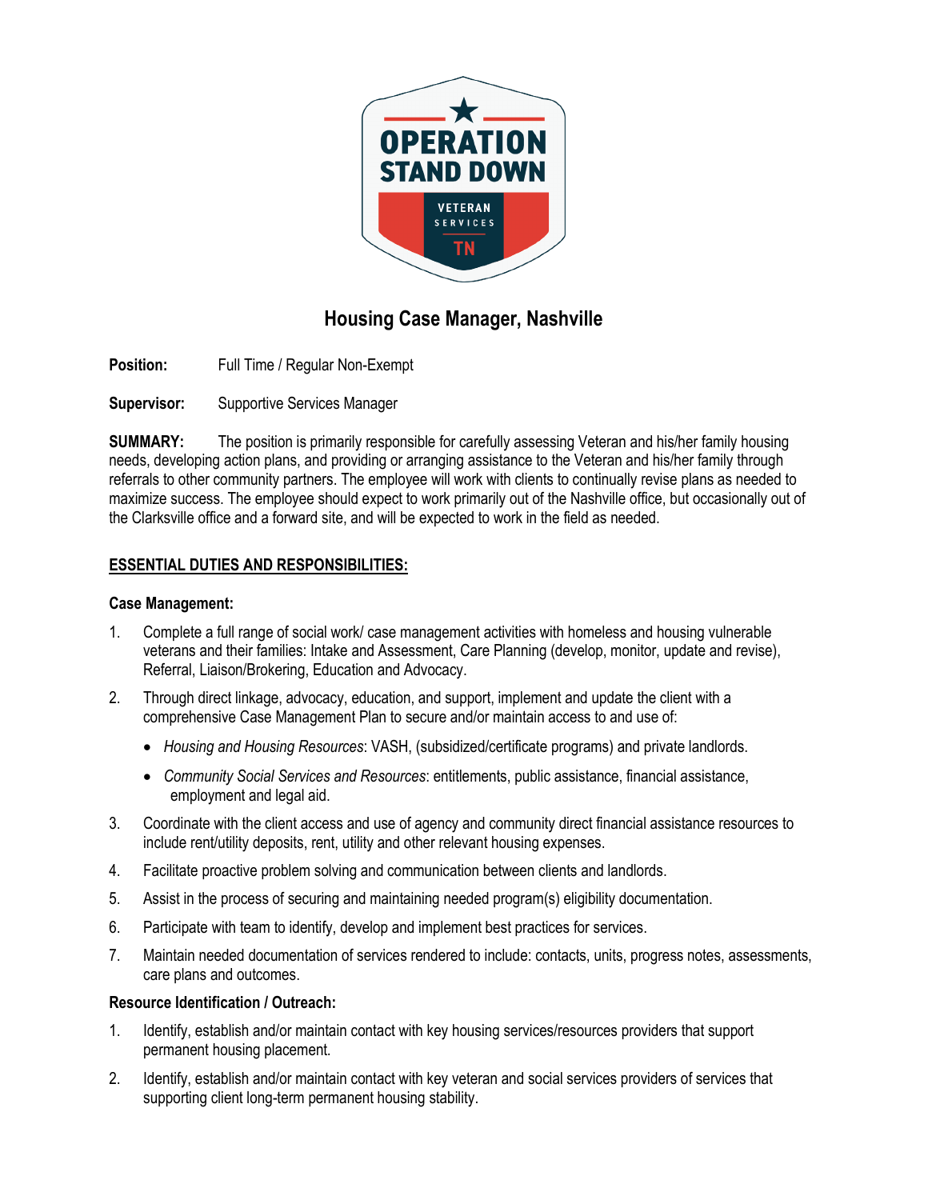# Housing Case Manager, Nashville

**Position:** Full Time / Regular Non-Exempt

**Supervisor:** Supportive Services Manager

**SUMMARY:** The position is primarily responsible for carefully assessing Veteran and his/her family housing needs, developing action plans, and providing or arranging assistance to the Veteran and his/her family through referrals to other community partners. The employee will work with clients to continually revise plans as needed to maximize success. The employee should expect to work primarily out of the Nashville office, but occasionally out of the Clarksville office and a forward site, and will be expected to work in the field as needed.

## ESSENTIAL DUTIES AND RESPONSIBILITIES:

### Case Management:

1. Complete a full range of social work/ case management activities with homeless and housing vulnerable veterans and their families: Intake and Assessment, Care Planning (develop, monitor, update and revise), Referral, Liaison/Brokering, Education and Advocacy.
2. Through direct linkage, advocacy, education, and support, implement and update the client with a comprehensive Case Management Plan to secure and/or maintain access to and use of:
   - *Housing and Housing Resources*: VASH, (subsidized/certificate programs) and private landlords.
   - *Community Social Services and Resources*: entitlements, public assistance, financial assistance, employment and legal aid.
3. Coordinate with the client access and use of agency and community direct financial assistance resources to include rent/utility deposits, rent, utility and other relevant housing expenses.
4. Facilitate proactive problem solving and communication between clients and landlords.
5. Assist in the process of securing and maintaining needed program(s) eligibility documentation.
6. Participate with team to identify, develop and implement best practices for services.
7. Maintain needed documentation of services rendered to include: contacts, units, progress notes, assessments, care plans and outcomes.

### Resource Identification / Outreach:

1. Identify, establish and/or maintain contact with key housing services/resources providers that support permanent housing placement.
2. Identify, establish and/or maintain contact with key veteran and social services providers of services that supporting client long-term permanent housing stability.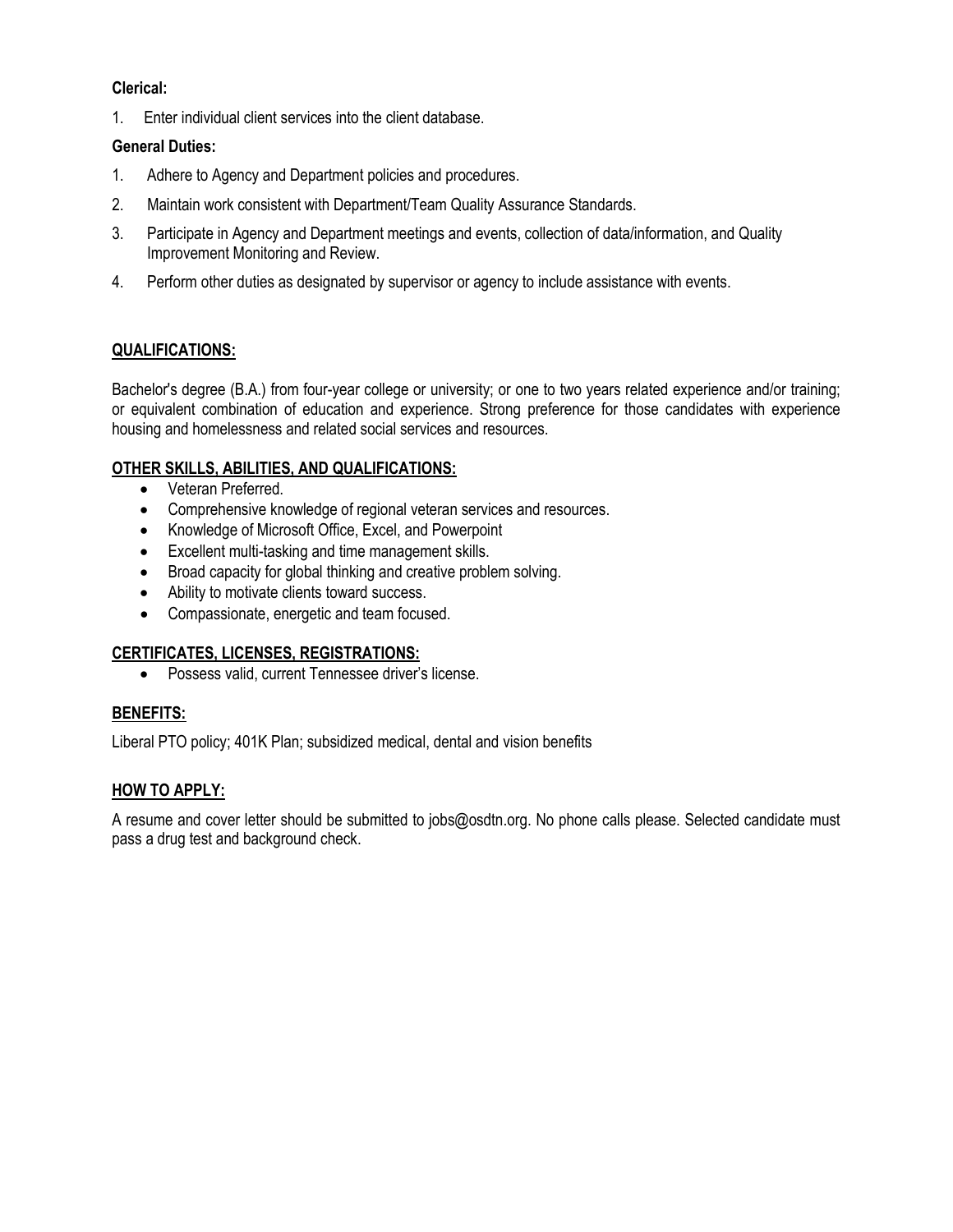**Clerical:**

1. Enter individual client services into the client database.

**General Duties:**

1. Adhere to Agency and Department policies and procedures.
2. Maintain work consistent with Department/Team Quality Assurance Standards.
3. Participate in Agency and Department meetings and events, collection of data/information, and Quality Improvement Monitoring and Review.
4. Perform other duties as designated by supervisor or agency to include assistance with events.

## QUALIFICATIONS:

Bachelor's degree (B.A.) from four-year college or university; or one to two years related experience and/or training; or equivalent combination of education and experience. Strong preference for those candidates with experience housing and homelessness and related social services and resources.

## OTHER SKILLS, ABILITIES, AND QUALIFICATIONS:

- Veteran Preferred.
- Comprehensive knowledge of regional veteran services and resources.
- Knowledge of Microsoft Office, Excel, and Powerpoint
- Excellent multi-tasking and time management skills.
- Broad capacity for global thinking and creative problem solving.
- Ability to motivate clients toward success.
- Compassionate, energetic and team focused.

## CERTIFICATES, LICENSES, REGISTRATIONS:

- Possess valid, current Tennessee driver's license.

## BENEFITS:

Liberal PTO policy; 401K Plan; subsidized medical, dental and vision benefits

## HOW TO APPLY:

A resume and cover letter should be submitted to jobs@osdtn.org. No phone calls please. Selected candidate must pass a drug test and background check.